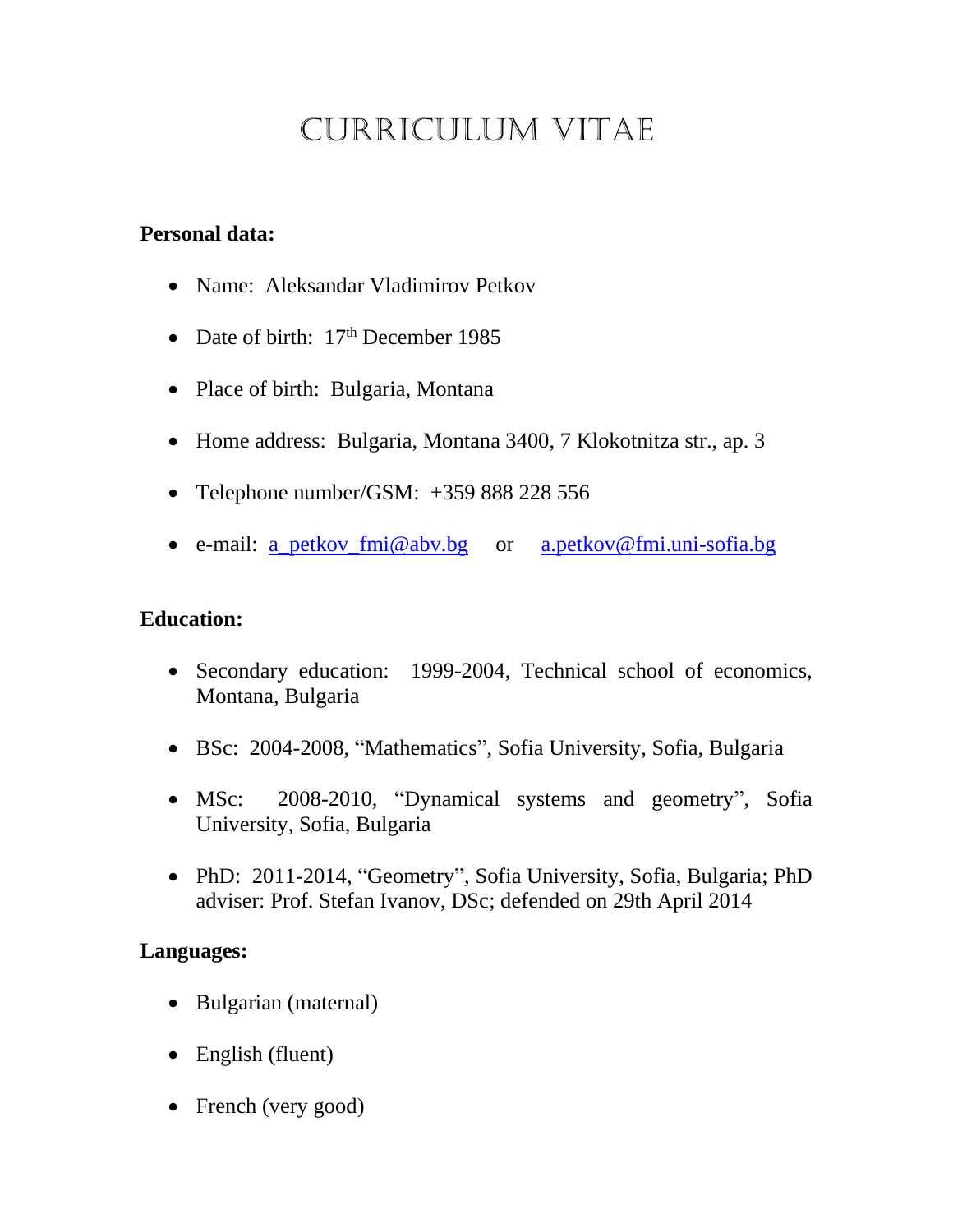# CURRICULUM VITAE

**Personal data:**

- Name: Aleksandar Vladimirov Petkov
- Date of birth: 17th December 1985
- Place of birth: Bulgaria, Montana
- Home address: Bulgaria, Montana 3400, 7 Klokotnitza str., ap. 3
- Telephone number/GSM: +359 888 228 556
- e-mail: a_petkov_fmi@abv.bg or a.petkov@fmi.uni-sofia.bg

**Education:**

- Secondary education: 1999-2004, Technical school of economics, Montana, Bulgaria
- BSc: 2004-2008, "Mathematics", Sofia University, Sofia, Bulgaria
- MSc: 2008-2010, "Dynamical systems and geometry", Sofia University, Sofia, Bulgaria
- PhD: 2011-2014, "Geometry", Sofia University, Sofia, Bulgaria; PhD adviser: Prof. Stefan Ivanov, DSc; defended on 29th April 2014

**Languages:**

- Bulgarian (maternal)
- English (fluent)
- French (very good)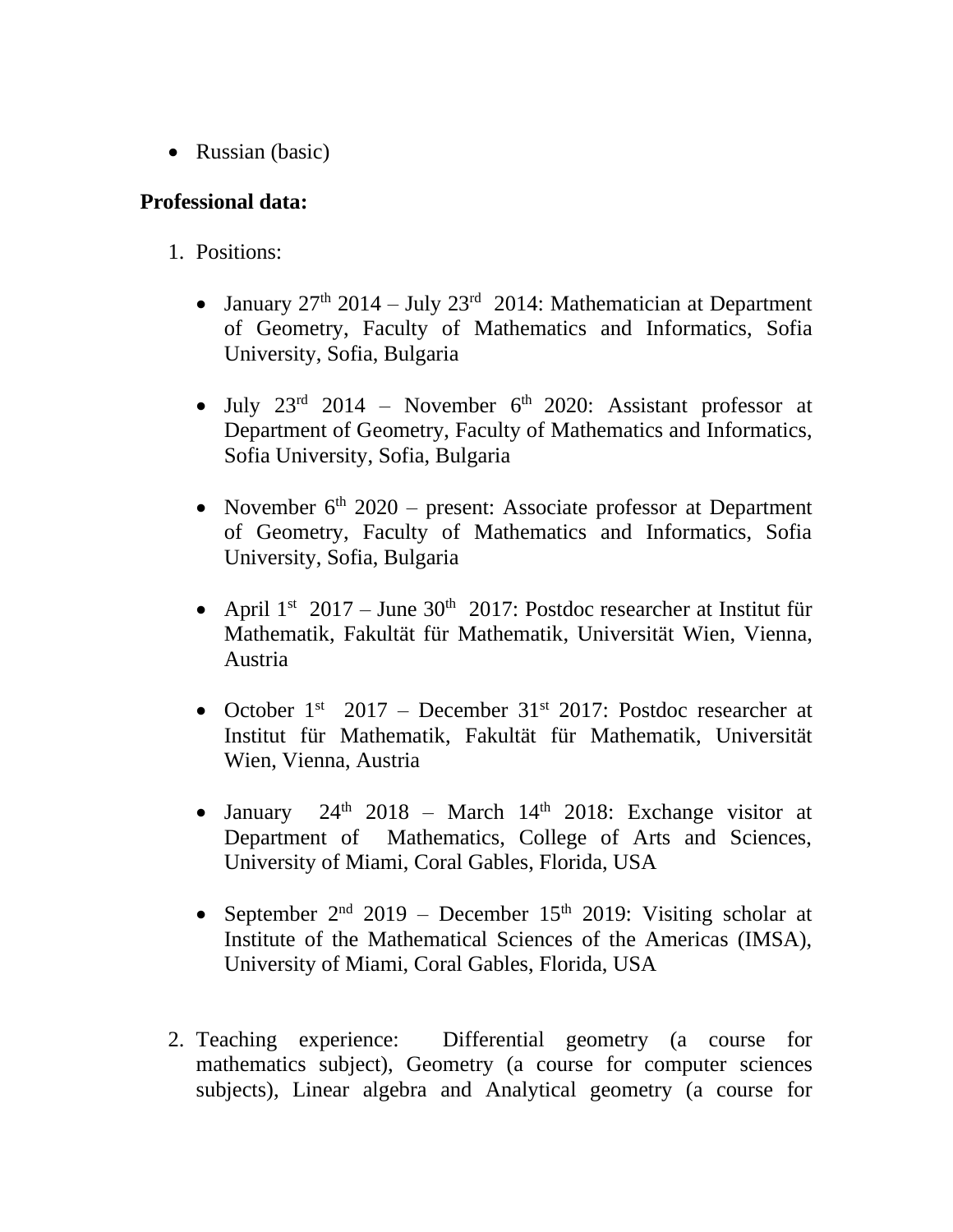- Russian (basic)

**Professional data:**

1. Positions:

    - January 27th 2014 – July 23rd 2014: Mathematician at Department of Geometry, Faculty of Mathematics and Informatics, Sofia University, Sofia, Bulgaria

    - July 23rd 2014 – November 6th 2020: Assistant professor at Department of Geometry, Faculty of Mathematics and Informatics, Sofia University, Sofia, Bulgaria

    - November 6th 2020 – present: Associate professor at Department of Geometry, Faculty of Mathematics and Informatics, Sofia University, Sofia, Bulgaria

    - April 1st 2017 – June 30th 2017: Postdoc researcher at Institut für Mathematik, Fakultät für Mathematik, Universität Wien, Vienna, Austria

    - October 1st 2017 – December 31st 2017: Postdoc researcher at Institut für Mathematik, Fakultät für Mathematik, Universität Wien, Vienna, Austria

    - January 24th 2018 – March 14th 2018: Exchange visitor at Department of Mathematics, College of Arts and Sciences, University of Miami, Coral Gables, Florida, USA

    - September 2nd 2019 – December 15th 2019: Visiting scholar at Institute of the Mathematical Sciences of the Americas (IMSA), University of Miami, Coral Gables, Florida, USA

2. Teaching experience: Differential geometry (a course for mathematics subject), Geometry (a course for computer sciences subjects), Linear algebra and Analytical geometry (a course for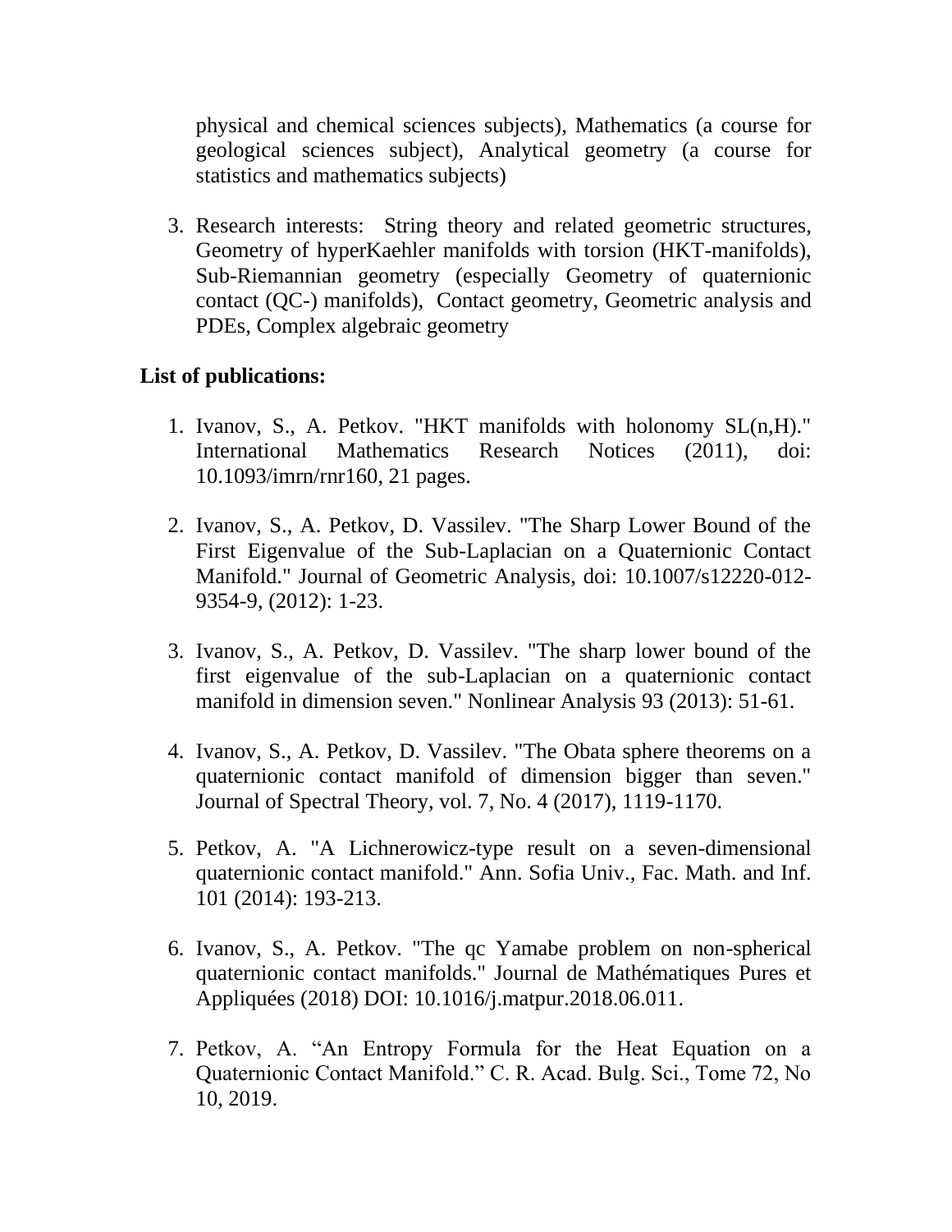physical and chemical sciences subjects), Mathematics (a course for geological sciences subject), Analytical geometry (a course for statistics and mathematics subjects)

3. Research interests: String theory and related geometric structures, Geometry of hyperKaehler manifolds with torsion (HKT-manifolds), Sub-Riemannian geometry (especially Geometry of quaternionic contact (QC-) manifolds), Contact geometry, Geometric analysis and PDEs, Complex algebraic geometry

**List of publications:**

1. Ivanov, S., A. Petkov. "HKT manifolds with holonomy SL(n,H)." International Mathematics Research Notices (2011), doi: 10.1093/imrn/rnr160, 21 pages.

2. Ivanov, S., A. Petkov, D. Vassilev. "The Sharp Lower Bound of the First Eigenvalue of the Sub-Laplacian on a Quaternionic Contact Manifold." Journal of Geometric Analysis, doi: 10.1007/s12220-012-9354-9, (2012): 1-23.

3. Ivanov, S., A. Petkov, D. Vassilev. "The sharp lower bound of the first eigenvalue of the sub-Laplacian on a quaternionic contact manifold in dimension seven." Nonlinear Analysis 93 (2013): 51-61.

4. Ivanov, S., A. Petkov, D. Vassilev. "The Obata sphere theorems on a quaternionic contact manifold of dimension bigger than seven." Journal of Spectral Theory, vol. 7, No. 4 (2017), 1119-1170.

5. Petkov, A. "A Lichnerowicz-type result on a seven-dimensional quaternionic contact manifold." Ann. Sofia Univ., Fac. Math. and Inf. 101 (2014): 193-213.

6. Ivanov, S., A. Petkov. "The qc Yamabe problem on non-spherical quaternionic contact manifolds." Journal de Mathématiques Pures et Appliquées (2018) DOI: 10.1016/j.matpur.2018.06.011.

7. Petkov, A. "An Entropy Formula for the Heat Equation on a Quaternionic Contact Manifold." C. R. Acad. Bulg. Sci., Tome 72, No 10, 2019.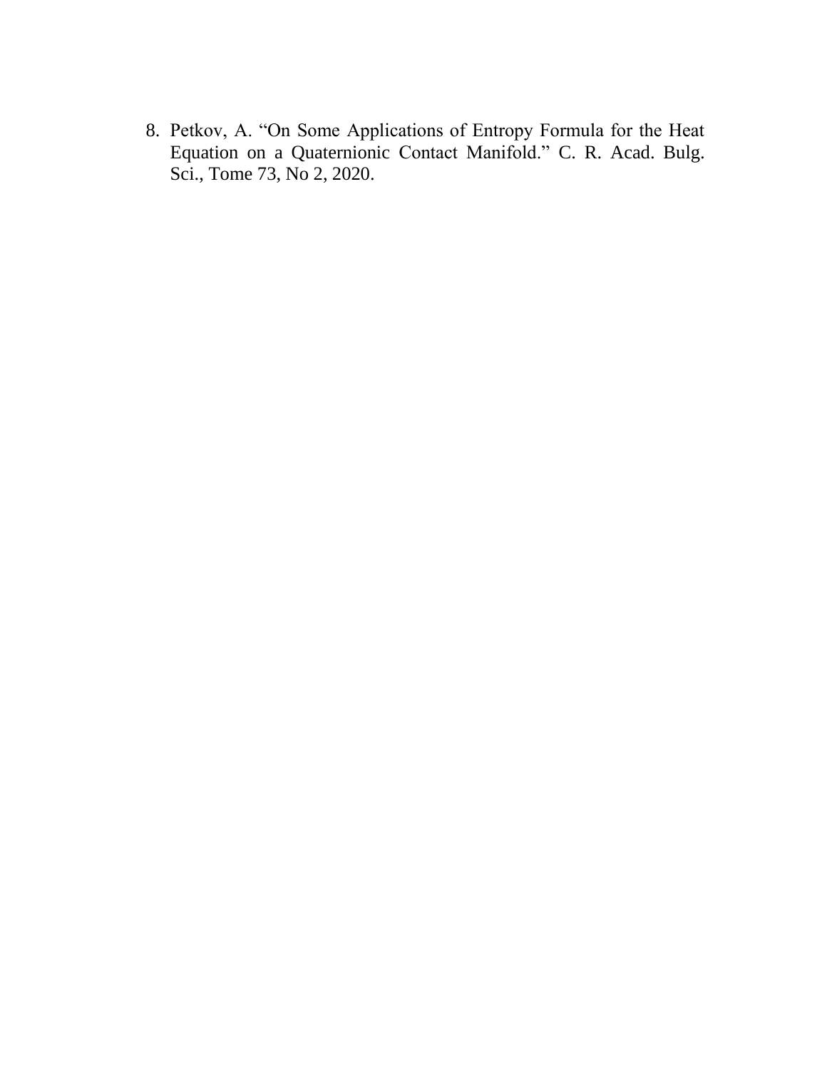8. Petkov, A. "On Some Applications of Entropy Formula for the Heat Equation on a Quaternionic Contact Manifold." C. R. Acad. Bulg. Sci., Tome 73, No 2, 2020.